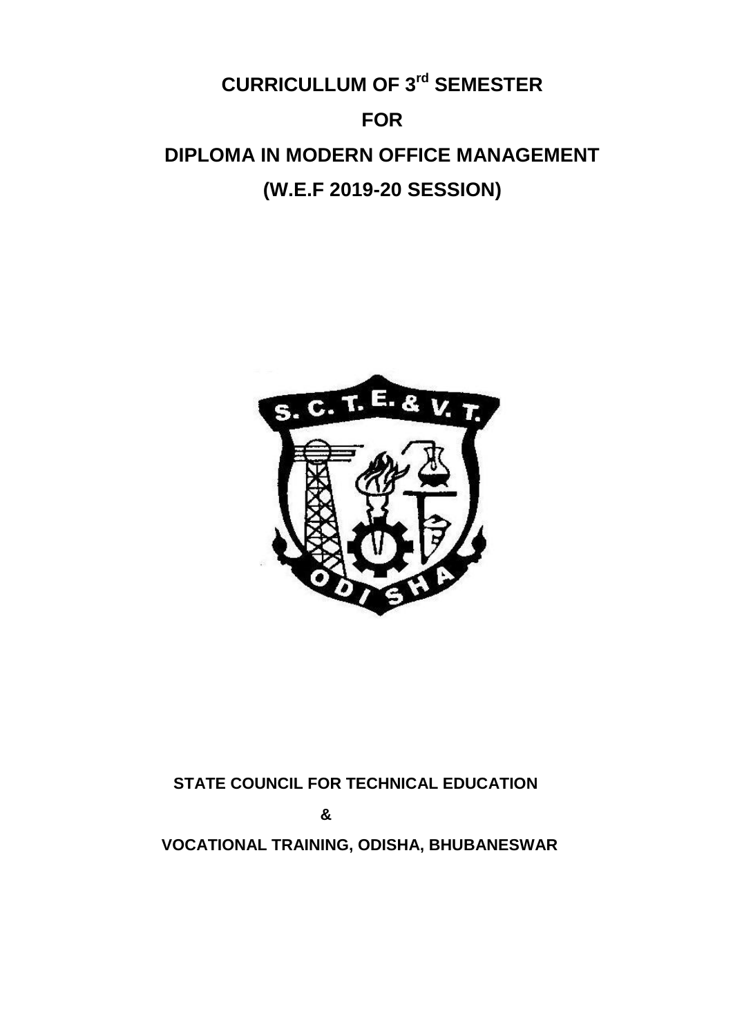# CURRICULLUM OF 3rd SEMESTER

# FOR

# DIPLOMA IN MODERN OFFICE MANAGEMENT

# (W.E.F 2019-20 SESSION)

**STATE COUNCIL FOR TECHNICAL EDUCATION**

**&**

**VOCATIONAL TRAINING, ODISHA, BHUBANESWAR**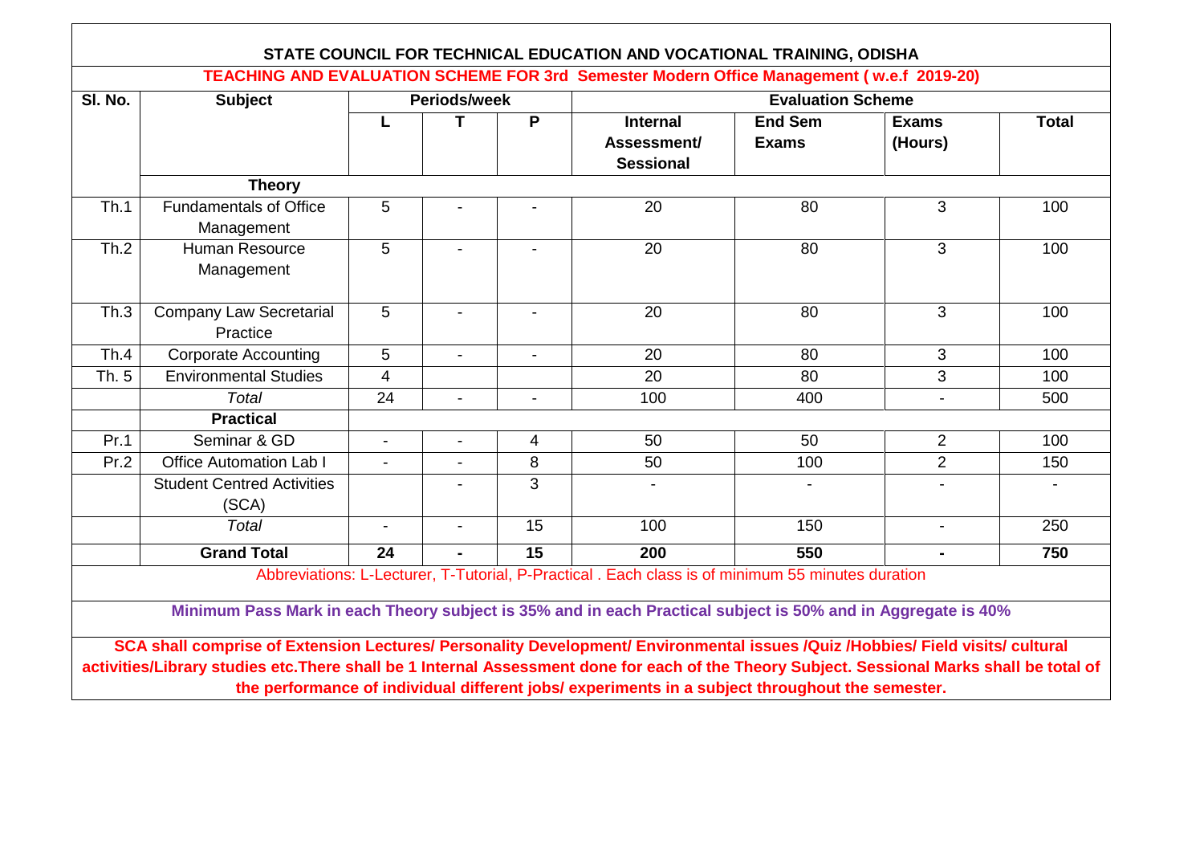## STATE COUNCIL FOR TECHNICAL EDUCATION AND VOCATIONAL TRAINING, ODISHA

### TEACHING AND EVALUATION SCHEME FOR 3rd Semester Modern Office Management ( w.e.f 2019-20)

| Sl. No. | Subject | Periods/week | | | Evaluation Scheme | | | |
|---|---|---|---|---|---|---|---|---|
| | | L | T | P | Internal Assessment/ Sessional | End Sem Exams | Exams (Hours) | Total |
| | **Theory** | | | | | | | |
| Th.1 | Fundamentals of Office Management | 5 | - | - | 20 | 80 | 3 | 100 |
| Th.2 | Human Resource Management | 5 | - | - | 20 | 80 | 3 | 100 |
| Th.3 | Company Law Secretarial Practice | 5 | - | - | 20 | 80 | 3 | 100 |
| Th.4 | Corporate Accounting | 5 | - | - | 20 | 80 | 3 | 100 |
| Th. 5 | Environmental Studies | 4 | | | 20 | 80 | 3 | 100 |
| | *Total* | 24 | - | - | 100 | 400 | - | 500 |
| | **Practical** | | | | | | | |
| Pr.1 | Seminar & GD | - | - | 4 | 50 | 50 | 2 | 100 |
| Pr.2 | Office Automation Lab I | - | - | 8 | 50 | 100 | 2 | 150 |
| | Student Centred Activities (SCA) | | - | 3 | - | - | - | - |
| | *Total* | - | - | 15 | 100 | 150 | - | 250 |
| | **Grand Total** | **24** | **-** | **15** | **200** | **550** | **-** | **750** |

Abbreviations: L-Lecturer, T-Tutorial, P-Practical . Each class is of minimum 55 minutes duration

**Minimum Pass Mark in each Theory subject is 35% and in each Practical subject is 50% and in Aggregate is 40%**

**SCA shall comprise of Extension Lectures/ Personality Development/ Environmental issues /Quiz /Hobbies/ Field visits/ cultural activities/Library studies etc.There shall be 1 Internal Assessment done for each of the Theory Subject. Sessional Marks shall be total of the performance of individual different jobs/ experiments in a subject throughout the semester.**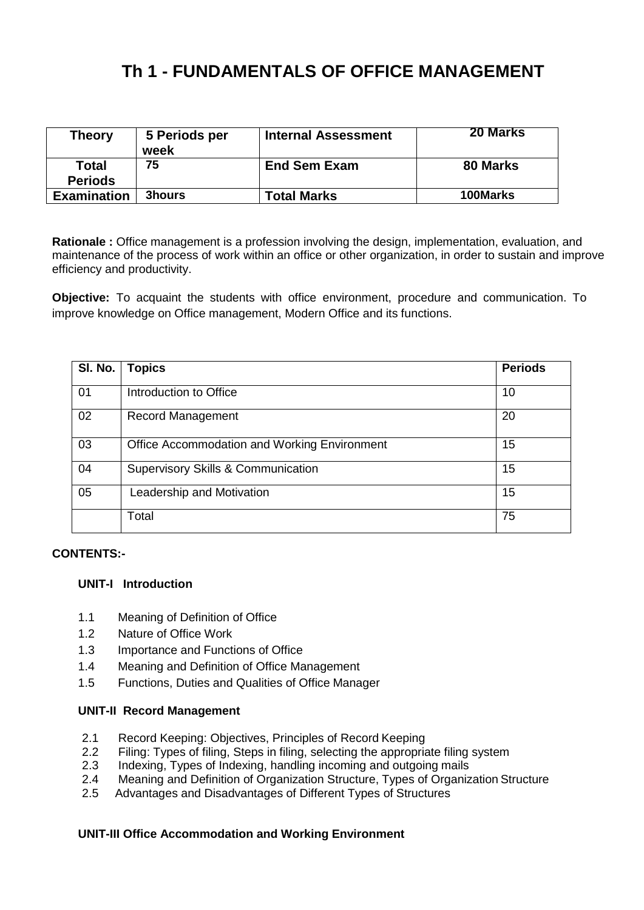# Th 1 - FUNDAMENTALS OF OFFICE MANAGEMENT

| Theory | 5 Periods per week | Internal Assessment | 20 Marks |
|---|---|---|---|
| Total Periods | 75 | End Sem Exam | 80 Marks |
| Examination | 3hours | Total Marks | 100Marks |

**Rationale :** Office management is a profession involving the design, implementation, evaluation, and maintenance of the process of work within an office or other organization, in order to sustain and improve efficiency and productivity.

**Objective:** To acquaint the students with office environment, procedure and communication. To improve knowledge on Office management, Modern Office and its functions.

| Sl. No. | Topics | Periods |
|---|---|---|
| 01 | Introduction to Office | 10 |
| 02 | Record Management | 20 |
| 03 | Office Accommodation and Working Environment | 15 |
| 04 | Supervisory Skills & Communication | 15 |
| 05 | Leadership and Motivation | 15 |
| | Total | 75 |

**CONTENTS:-**

**UNIT-I Introduction**

- 1.1 Meaning of Definition of Office
- 1.2 Nature of Office Work
- 1.3 Importance and Functions of Office
- 1.4 Meaning and Definition of Office Management
- 1.5 Functions, Duties and Qualities of Office Manager

**UNIT-II Record Management**

- 2.1 Record Keeping: Objectives, Principles of Record Keeping
- 2.2 Filing: Types of filing, Steps in filing, selecting the appropriate filing system
- 2.3 Indexing, Types of Indexing, handling incoming and outgoing mails
- 2.4 Meaning and Definition of Organization Structure, Types of Organization Structure
- 2.5 Advantages and Disadvantages of Different Types of Structures

**UNIT-III Office Accommodation and Working Environment**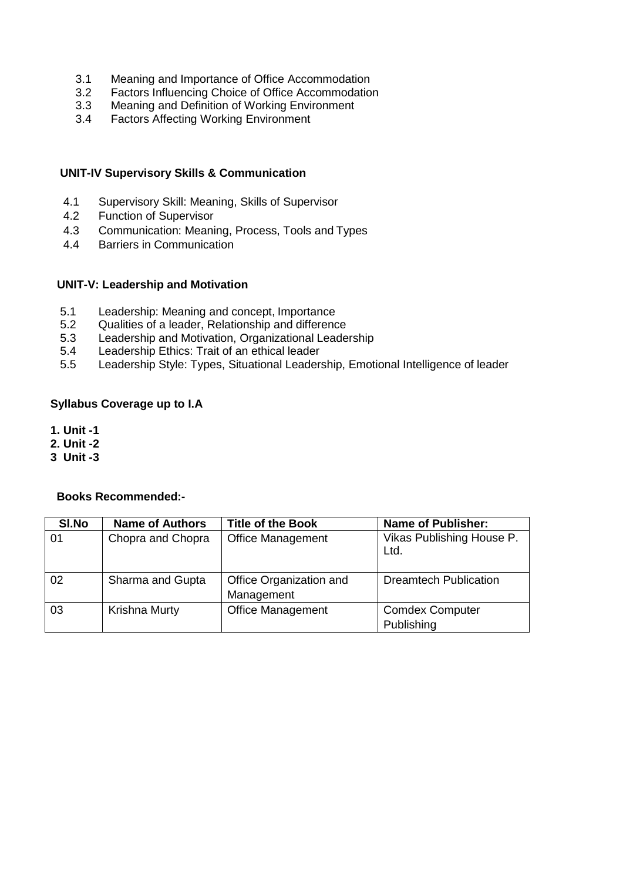3.1 Meaning and Importance of Office Accommodation
3.2 Factors Influencing Choice of Office Accommodation
3.3 Meaning and Definition of Working Environment
3.4 Factors Affecting Working Environment

**UNIT-IV Supervisory Skills & Communication**

4.1 Supervisory Skill: Meaning, Skills of Supervisor
4.2 Function of Supervisor
4.3 Communication: Meaning, Process, Tools and Types
4.4 Barriers in Communication

**UNIT-V: Leadership and Motivation**

5.1 Leadership: Meaning and concept, Importance
5.2 Qualities of a leader, Relationship and difference
5.3 Leadership and Motivation, Organizational Leadership
5.4 Leadership Ethics: Trait of an ethical leader
5.5 Leadership Style: Types, Situational Leadership, Emotional Intelligence of leader

**Syllabus Coverage up to I.A**

**1. Unit -1**
**2. Unit -2**
**3 Unit -3**

**Books Recommended:-**

| Sl.No | Name of Authors | Title of the Book | Name of Publisher: |
|---|---|---|---|
| 01 | Chopra and Chopra | Office Management | Vikas Publishing House P. Ltd. |
| 02 | Sharma and Gupta | Office Organization and Management | Dreamtech Publication |
| 03 | Krishna Murty | Office Management | Comdex Computer Publishing |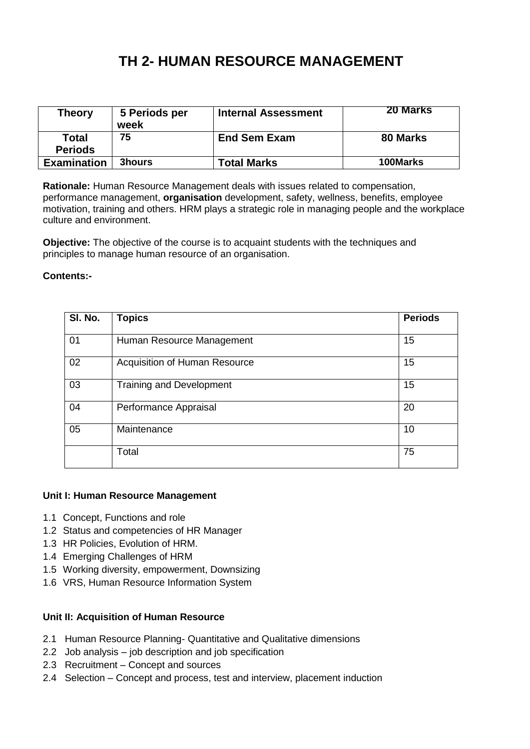# TH 2- HUMAN RESOURCE MANAGEMENT

| Theory | 5 Periods per week | Internal Assessment | 20 Marks |
|---|---|---|---|
| Total Periods | 75 | End Sem Exam | 80 Marks |
| Examination | 3hours | Total Marks | 100Marks |

**Rationale:** Human Resource Management deals with issues related to compensation, performance management, **organisation** development, safety, wellness, benefits, employee motivation, training and others. HRM plays a strategic role in managing people and the workplace culture and environment.

**Objective:** The objective of the course is to acquaint students with the techniques and principles to manage human resource of an organisation.

**Contents:-**

| Sl. No. | Topics | Periods |
|---|---|---|
| 01 | Human Resource Management | 15 |
| 02 | Acquisition of Human Resource | 15 |
| 03 | Training and Development | 15 |
| 04 | Performance Appraisal | 20 |
| 05 | Maintenance | 10 |
| | Total | 75 |

**Unit I: Human Resource Management**

1.1 Concept, Functions and role
1.2 Status and competencies of HR Manager
1.3 HR Policies, Evolution of HRM.
1.4 Emerging Challenges of HRM
1.5 Working diversity, empowerment, Downsizing
1.6 VRS, Human Resource Information System

**Unit II: Acquisition of Human Resource**

2.1 Human Resource Planning- Quantitative and Qualitative dimensions
2.2 Job analysis – job description and job specification
2.3 Recruitment – Concept and sources
2.4 Selection – Concept and process, test and interview, placement induction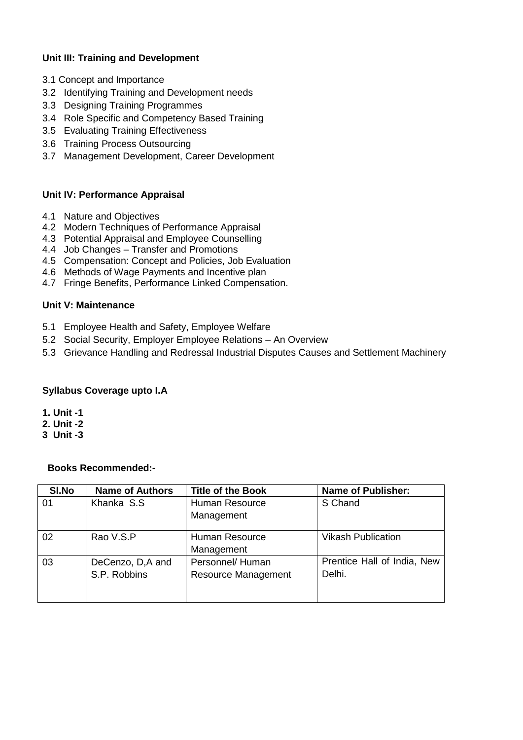**Unit III: Training and Development**

3.1 Concept and Importance
3.2 Identifying Training and Development needs
3.3 Designing Training Programmes
3.4 Role Specific and Competency Based Training
3.5 Evaluating Training Effectiveness
3.6 Training Process Outsourcing
3.7 Management Development, Career Development

**Unit IV: Performance Appraisal**

4.1 Nature and Objectives
4.2 Modern Techniques of Performance Appraisal
4.3 Potential Appraisal and Employee Counselling
4.4 Job Changes – Transfer and Promotions
4.5 Compensation: Concept and Policies, Job Evaluation
4.6 Methods of Wage Payments and Incentive plan
4.7 Fringe Benefits, Performance Linked Compensation.

**Unit V: Maintenance**

5.1 Employee Health and Safety, Employee Welfare
5.2 Social Security, Employer Employee Relations – An Overview
5.3 Grievance Handling and Redressal Industrial Disputes Causes and Settlement Machinery

**Syllabus Coverage upto I.A**

**1. Unit -1**
**2. Unit -2**
**3 Unit -3**

**Books Recommended:-**

| Sl.No | Name of Authors | Title of the Book | Name of Publisher: |
|---|---|---|---|
| 01 | Khanka S.S | Human Resource Management | S Chand |
| 02 | Rao V.S.P | Human Resource Management | Vikash Publication |
| 03 | DeCenzo, D,A and S.P. Robbins | Personnel/ Human Resource Management | Prentice Hall of India, New Delhi. |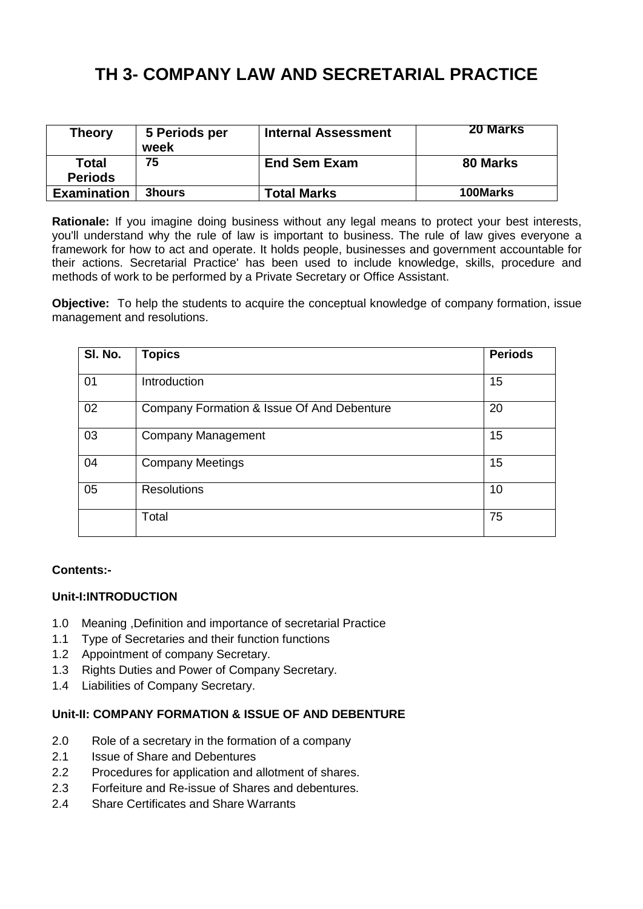# TH 3- COMPANY LAW AND SECRETARIAL PRACTICE

| Theory | 5 Periods per week | Internal Assessment | 20 Marks |
|---|---|---|---|
| Total Periods | 75 | End Sem Exam | 80 Marks |
| Examination | 3hours | Total Marks | 100Marks |

**Rationale:** If you imagine doing business without any legal means to protect your best interests, you'll understand why the rule of law is important to business. The rule of law gives everyone a framework for how to act and operate. It holds people, businesses and government accountable for their actions. Secretarial Practice' has been used to include knowledge, skills, procedure and methods of work to be performed by a Private Secretary or Office Assistant.

**Objective:** To help the students to acquire the conceptual knowledge of company formation, issue management and resolutions.

| Sl. No. | Topics | Periods |
|---|---|---|
| 01 | Introduction | 15 |
| 02 | Company Formation & Issue Of And Debenture | 20 |
| 03 | Company Management | 15 |
| 04 | Company Meetings | 15 |
| 05 | Resolutions | 10 |
| | Total | 75 |

**Contents:-**

**Unit-I:INTRODUCTION**

- 1.0 Meaning ,Definition and importance of secretarial Practice
- 1.1 Type of Secretaries and their function functions
- 1.2 Appointment of company Secretary.
- 1.3 Rights Duties and Power of Company Secretary.
- 1.4 Liabilities of Company Secretary.

**Unit-II: COMPANY FORMATION & ISSUE OF AND DEBENTURE**

- 2.0 Role of a secretary in the formation of a company
- 2.1 Issue of Share and Debentures
- 2.2 Procedures for application and allotment of shares.
- 2.3 Forfeiture and Re-issue of Shares and debentures.
- 2.4 Share Certificates and Share Warrants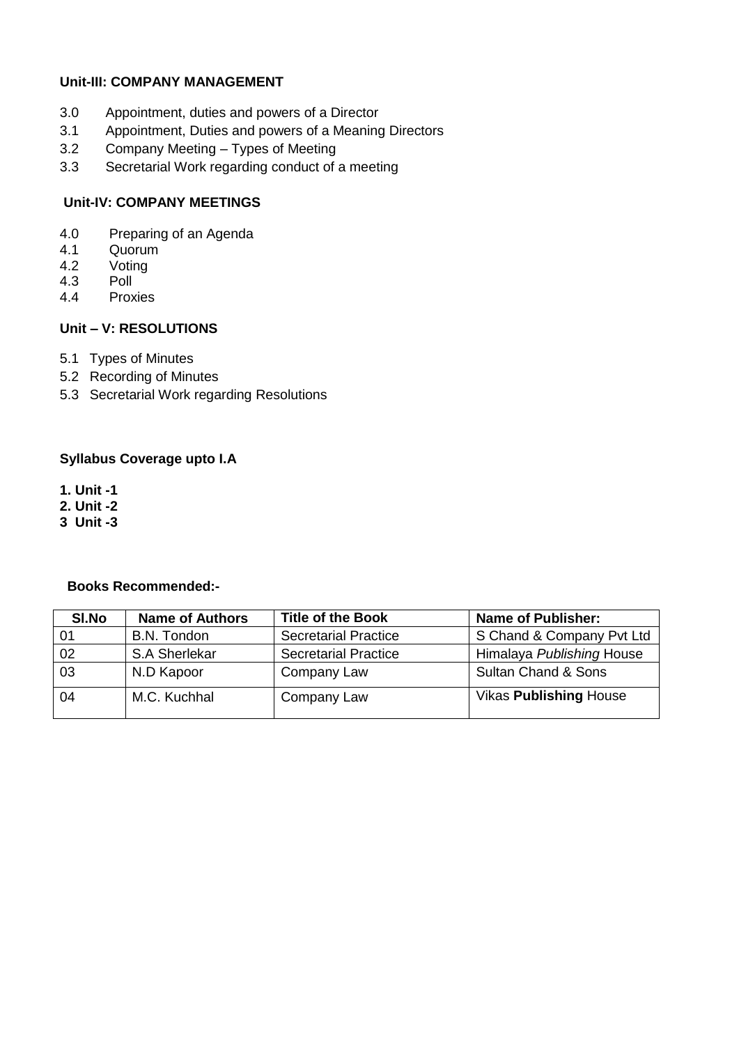**Unit-III: COMPANY MANAGEMENT**

3.0 Appointment, duties and powers of a Director
3.1 Appointment, Duties and powers of a Meaning Directors
3.2 Company Meeting – Types of Meeting
3.3 Secretarial Work regarding conduct of a meeting

**Unit-IV: COMPANY MEETINGS**

4.0 Preparing of an Agenda
4.1 Quorum
4.2 Voting
4.3 Poll
4.4 Proxies

**Unit – V: RESOLUTIONS**

5.1 Types of Minutes
5.2 Recording of Minutes
5.3 Secretarial Work regarding Resolutions

**Syllabus Coverage upto I.A**

**1. Unit -1**
**2. Unit -2**
**3 Unit -3**

**Books Recommended:-**

| Sl.No | Name of Authors | Title of the Book | Name of Publisher: |
|---|---|---|---|
| 01 | B.N. Tondon | Secretarial Practice | S Chand & Company Pvt Ltd |
| 02 | S.A Sherlekar | Secretarial Practice | Himalaya *Publishing* House |
| 03 | N.D Kapoor | Company Law | Sultan Chand & Sons |
| 04 | M.C. Kuchhal | Company Law | Vikas **Publishing** House |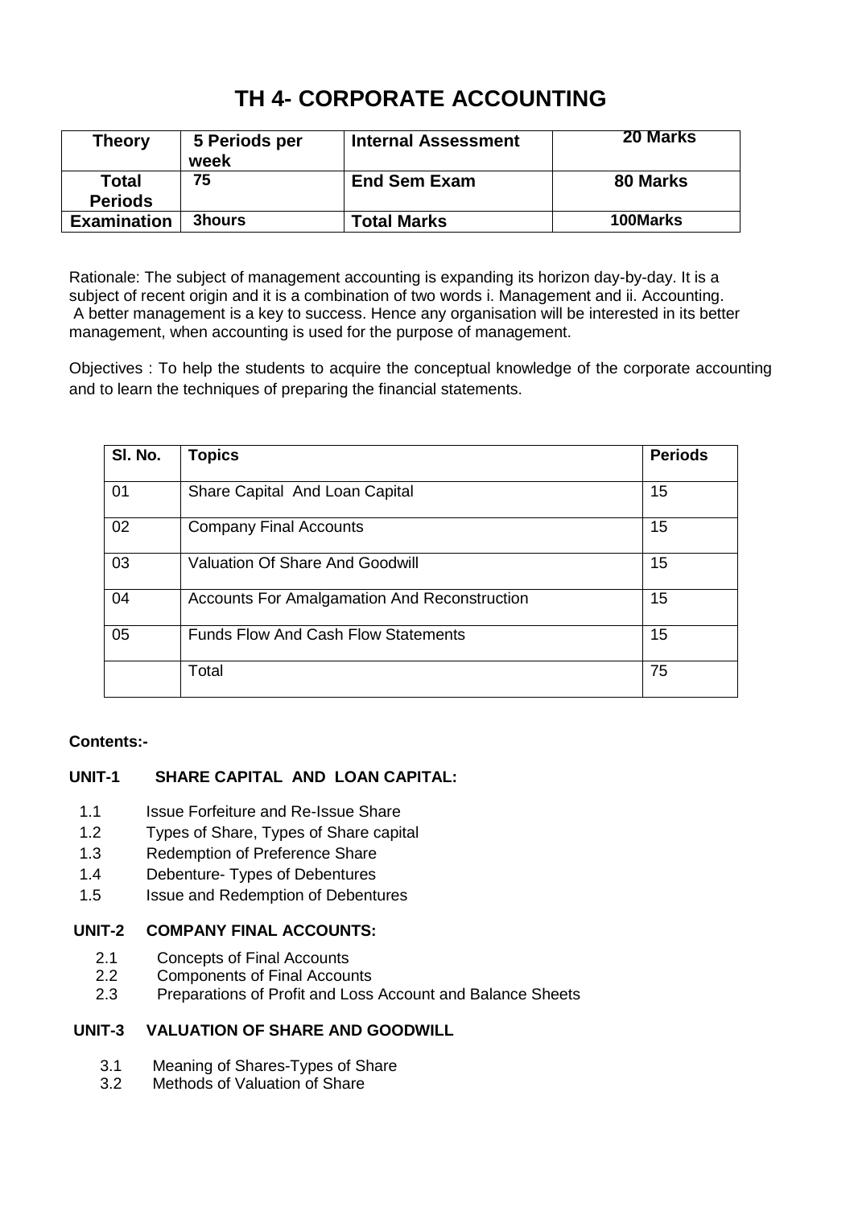# TH 4- CORPORATE ACCOUNTING

| Theory | 5 Periods per week | Internal Assessment | 20 Marks |
|---|---|---|---|
| Total Periods | 75 | End Sem Exam | 80 Marks |
| Examination | 3hours | Total Marks | 100Marks |

Rationale: The subject of management accounting is expanding its horizon day-by-day. It is a subject of recent origin and it is a combination of two words i. Management and ii. Accounting. A better management is a key to success. Hence any organisation will be interested in its better management, when accounting is used for the purpose of management.

Objectives : To help the students to acquire the conceptual knowledge of the corporate accounting and to learn the techniques of preparing the financial statements.

| Sl. No. | Topics | Periods |
|---|---|---|
| 01 | Share Capital And Loan Capital | 15 |
| 02 | Company Final Accounts | 15 |
| 03 | Valuation Of Share And Goodwill | 15 |
| 04 | Accounts For Amalgamation And Reconstruction | 15 |
| 05 | Funds Flow And Cash Flow Statements | 15 |
| | Total | 75 |

**Contents:-**

**UNIT-1 SHARE CAPITAL AND LOAN CAPITAL:**

- 1.1 Issue Forfeiture and Re-Issue Share
- 1.2 Types of Share, Types of Share capital
- 1.3 Redemption of Preference Share
- 1.4 Debenture- Types of Debentures
- 1.5 Issue and Redemption of Debentures

**UNIT-2 COMPANY FINAL ACCOUNTS:**

- 2.1 Concepts of Final Accounts
- 2.2 Components of Final Accounts
- 2.3 Preparations of Profit and Loss Account and Balance Sheets

**UNIT-3 VALUATION OF SHARE AND GOODWILL**

- 3.1 Meaning of Shares-Types of Share
- 3.2 Methods of Valuation of Share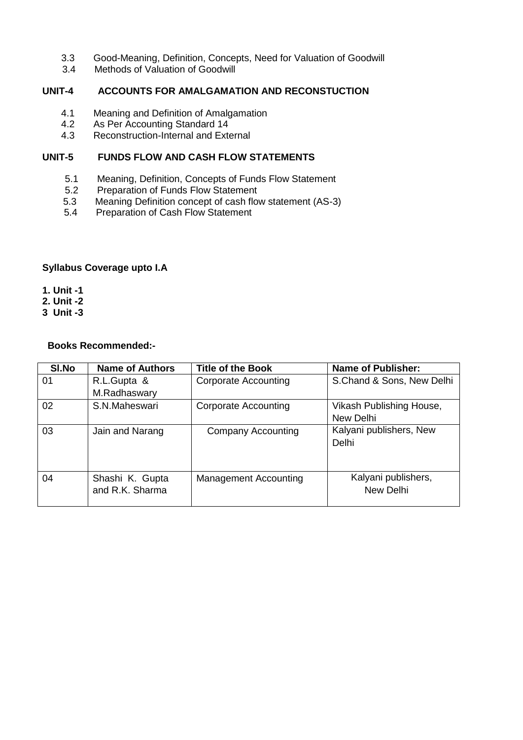3.3 Good-Meaning, Definition, Concepts, Need for Valuation of Goodwill
3.4 Methods of Valuation of Goodwill

**UNIT-4 ACCOUNTS FOR AMALGAMATION AND RECONSTUCTION**

4.1 Meaning and Definition of Amalgamation
4.2 As Per Accounting Standard 14
4.3 Reconstruction-Internal and External

**UNIT-5 FUNDS FLOW AND CASH FLOW STATEMENTS**

5.1 Meaning, Definition, Concepts of Funds Flow Statement
5.2 Preparation of Funds Flow Statement
5.3 Meaning Definition concept of cash flow statement (AS-3)
5.4 Preparation of Cash Flow Statement

**Syllabus Coverage upto I.A**

**1. Unit -1**
**2. Unit -2**
**3 Unit -3**

**Books Recommended:-**

| Sl.No | Name of Authors | Title of the Book | Name of Publisher: |
|---|---|---|---|
| 01 | R.L.Gupta & M.Radhaswary | Corporate Accounting | S.Chand & Sons, New Delhi |
| 02 | S.N.Maheswari | Corporate Accounting | Vikash Publishing House, New Delhi |
| 03 | Jain and Narang | Company Accounting | Kalyani publishers, New Delhi |
| 04 | Shashi K. Gupta and R.K. Sharma | Management Accounting | Kalyani publishers, New Delhi |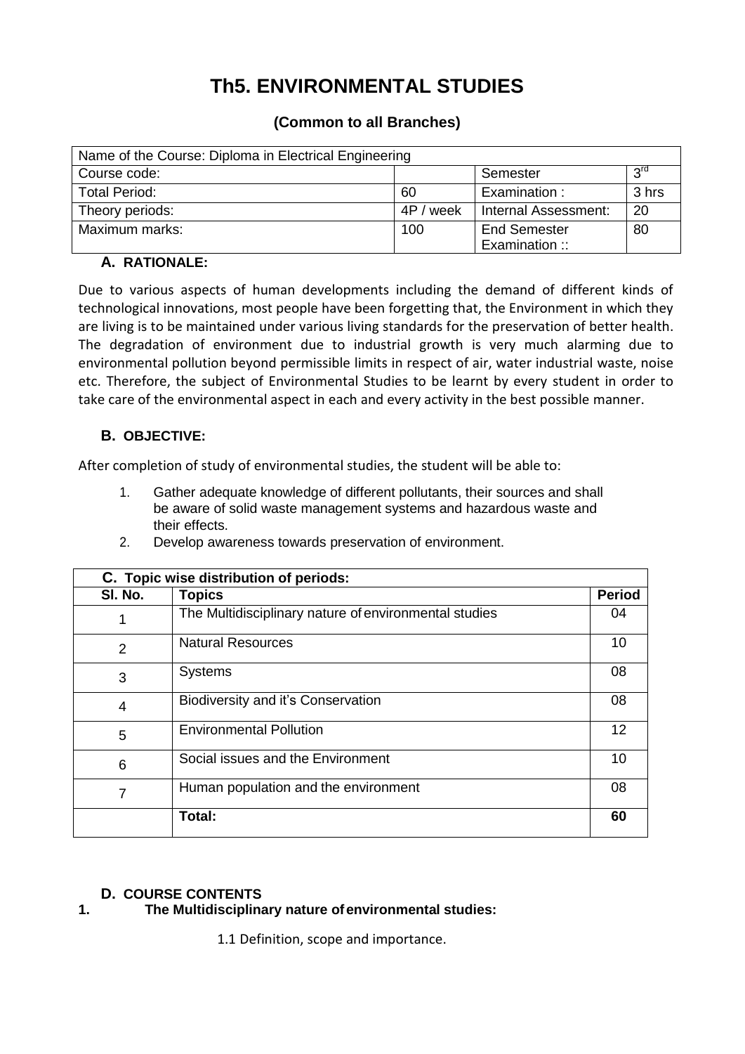# Th5. ENVIRONMENTAL STUDIES

### (Common to all Branches)

| Name of the Course: Diploma in Electrical Engineering | | | |
|---|---|---|---|
| Course code: | | Semester | 3rd |
| Total Period: | 60 | Examination : | 3 hrs |
| Theory periods: | 4P / week | Internal Assessment: | 20 |
| Maximum marks: | 100 | End Semester Examination :: | 80 |

### A. RATIONALE:

Due to various aspects of human developments including the demand of different kinds of technological innovations, most people have been forgetting that, the Environment in which they are living is to be maintained under various living standards for the preservation of better health. The degradation of environment due to industrial growth is very much alarming due to environmental pollution beyond permissible limits in respect of air, water industrial waste, noise etc. Therefore, the subject of Environmental Studies to be learnt by every student in order to take care of the environmental aspect in each and every activity in the best possible manner.

### B. OBJECTIVE:

After completion of study of environmental studies, the student will be able to:

1. Gather adequate knowledge of different pollutants, their sources and shall be aware of solid waste management systems and hazardous waste and their effects.
2. Develop awareness towards preservation of environment.

| C. Topic wise distribution of periods: | | |
|---|---|---|
| **Sl. No.** | **Topics** | **Period** |
| 1 | The Multidisciplinary nature of environmental studies | 04 |
| 2 | Natural Resources | 10 |
| 3 | Systems | 08 |
| 4 | Biodiversity and it's Conservation | 08 |
| 5 | Environmental Pollution | 12 |
| 6 | Social issues and the Environment | 10 |
| 7 | Human population and the environment | 08 |
| | **Total:** | **60** |

### D. COURSE CONTENTS

**1. The Multidisciplinary nature of environmental studies:**

1.1 Definition, scope and importance.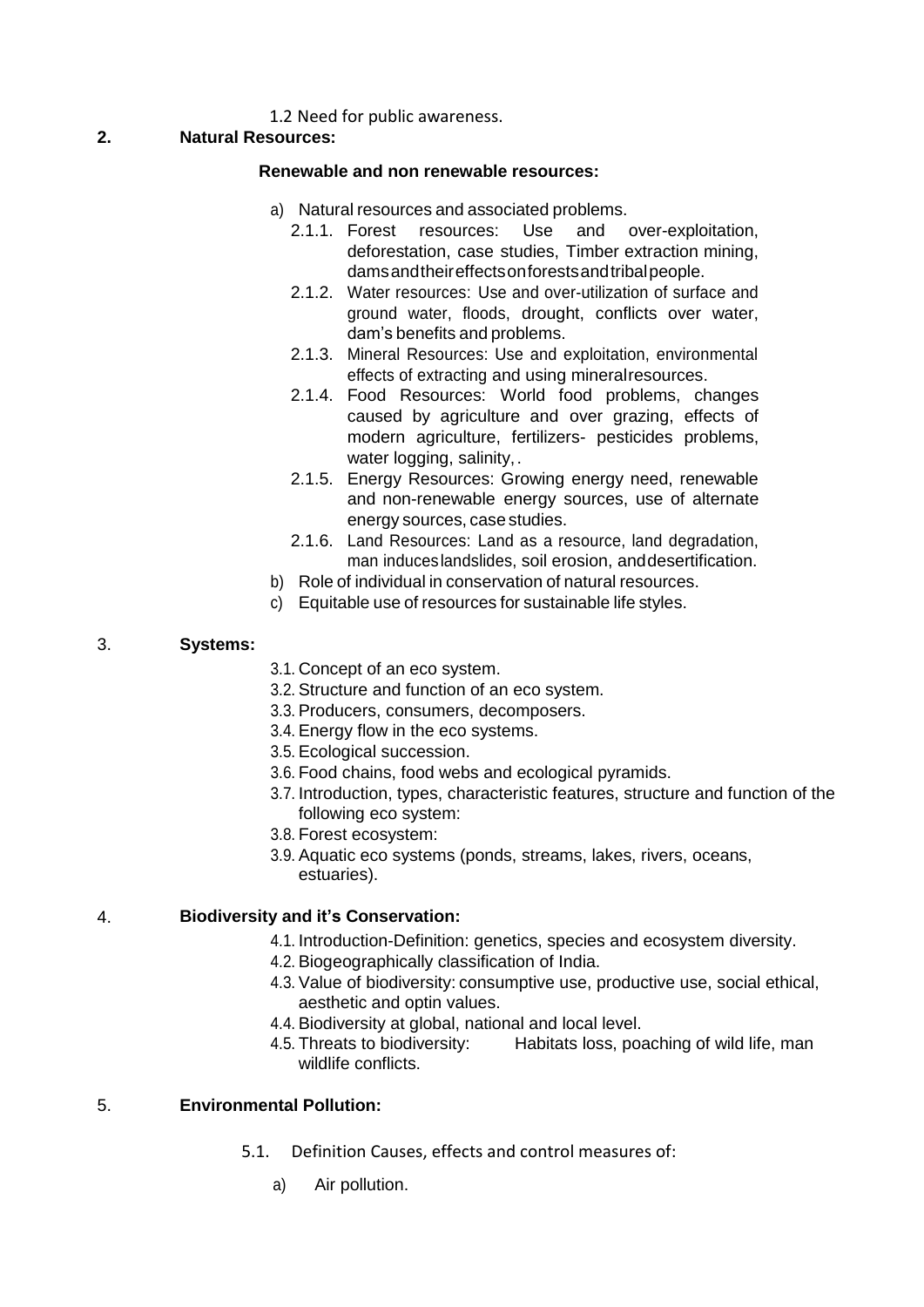1.2 Need for public awareness.

**2. Natural Resources:**

**Renewable and non renewable resources:**

a) Natural resources and associated problems.
   - 2.1.1. Forest resources: Use and over-exploitation, deforestation, case studies, Timber extraction mining, damsandtheireffectsonforestsandtribalpeople.
   - 2.1.2. Water resources: Use and over-utilization of surface and ground water, floods, drought, conflicts over water, dam's benefits and problems.
   - 2.1.3. Mineral Resources: Use and exploitation, environmental effects of extracting and using mineralresources.
   - 2.1.4. Food Resources: World food problems, changes caused by agriculture and over grazing, effects of modern agriculture, fertilizers- pesticides problems, water logging, salinity, .
   - 2.1.5. Energy Resources: Growing energy need, renewable and non-renewable energy sources, use of alternate energy sources, case studies.
   - 2.1.6. Land Resources: Land as a resource, land degradation, man induceslandslides, soil erosion, anddesertification.

b) Role of individual in conservation of natural resources.

c) Equitable use of resources for sustainable life styles.

3. **Systems:**

- 3.1. Concept of an eco system.
- 3.2. Structure and function of an eco system.
- 3.3. Producers, consumers, decomposers.
- 3.4. Energy flow in the eco systems.
- 3.5. Ecological succession.
- 3.6. Food chains, food webs and ecological pyramids.
- 3.7. Introduction, types, characteristic features, structure and function of the following eco system:
- 3.8. Forest ecosystem:
- 3.9. Aquatic eco systems (ponds, streams, lakes, rivers, oceans, estuaries).

4. **Biodiversity and it's Conservation:**

- 4.1. Introduction-Definition: genetics, species and ecosystem diversity.
- 4.2. Biogeographically classification of India.
- 4.3. Value of biodiversity: consumptive use, productive use, social ethical, aesthetic and optin values.
- 4.4. Biodiversity at global, national and local level.
- 4.5. Threats to biodiversity: Habitats loss, poaching of wild life, man wildlife conflicts.

5. **Environmental Pollution:**

- 5.1. Definition Causes, effects and control measures of:
  - a) Air pollution.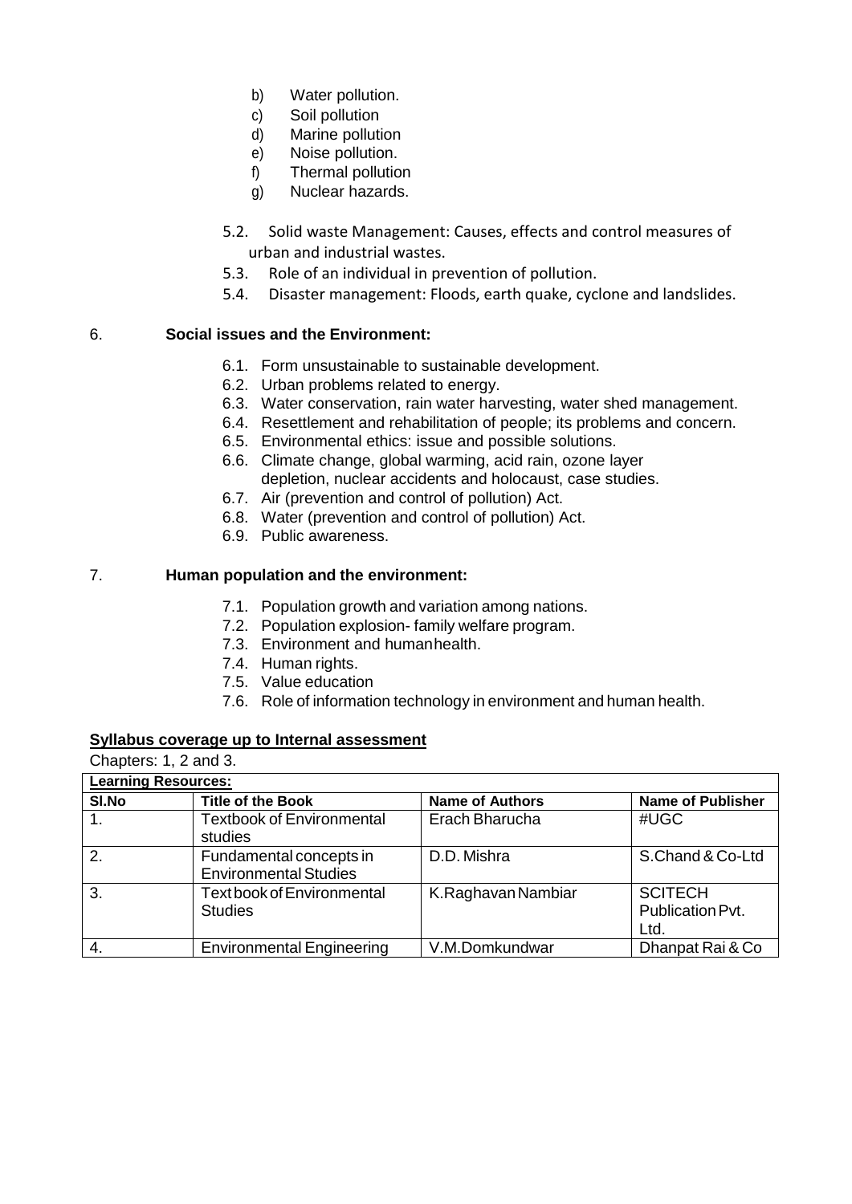b) Water pollution.
c) Soil pollution
d) Marine pollution
e) Noise pollution.
f) Thermal pollution
g) Nuclear hazards.

5.2. Solid waste Management: Causes, effects and control measures of urban and industrial wastes.
5.3. Role of an individual in prevention of pollution.
5.4. Disaster management: Floods, earth quake, cyclone and landslides.

6. **Social issues and the Environment:**

6.1. Form unsustainable to sustainable development.
6.2. Urban problems related to energy.
6.3. Water conservation, rain water harvesting, water shed management.
6.4. Resettlement and rehabilitation of people; its problems and concern.
6.5. Environmental ethics: issue and possible solutions.
6.6. Climate change, global warming, acid rain, ozone layer depletion, nuclear accidents and holocaust, case studies.
6.7. Air (prevention and control of pollution) Act.
6.8. Water (prevention and control of pollution) Act.
6.9. Public awareness.

7. **Human population and the environment:**

7.1. Population growth and variation among nations.
7.2. Population explosion- family welfare program.
7.3. Environment and humanhealth.
7.4. Human rights.
7.5. Value education
7.6. Role of information technology in environment and human health.

**Syllabus coverage up to Internal assessment**

Chapters: 1, 2 and 3.

| **Learning Resources:** | | | |
|---|---|---|---|
| **Sl.No** | **Title of the Book** | **Name of Authors** | **Name of Publisher** |
| 1. | Textbook of Environmental studies | Erach Bharucha | #UGC |
| 2. | Fundamental concepts in Environmental Studies | D.D. Mishra | S.Chand & Co-Ltd |
| 3. | Text book of Environmental Studies | K.Raghavan Nambiar | SCITECH Publication Pvt. Ltd. |
| 4. | Environmental Engineering | V.M.Domkundwar | Dhanpat Rai & Co |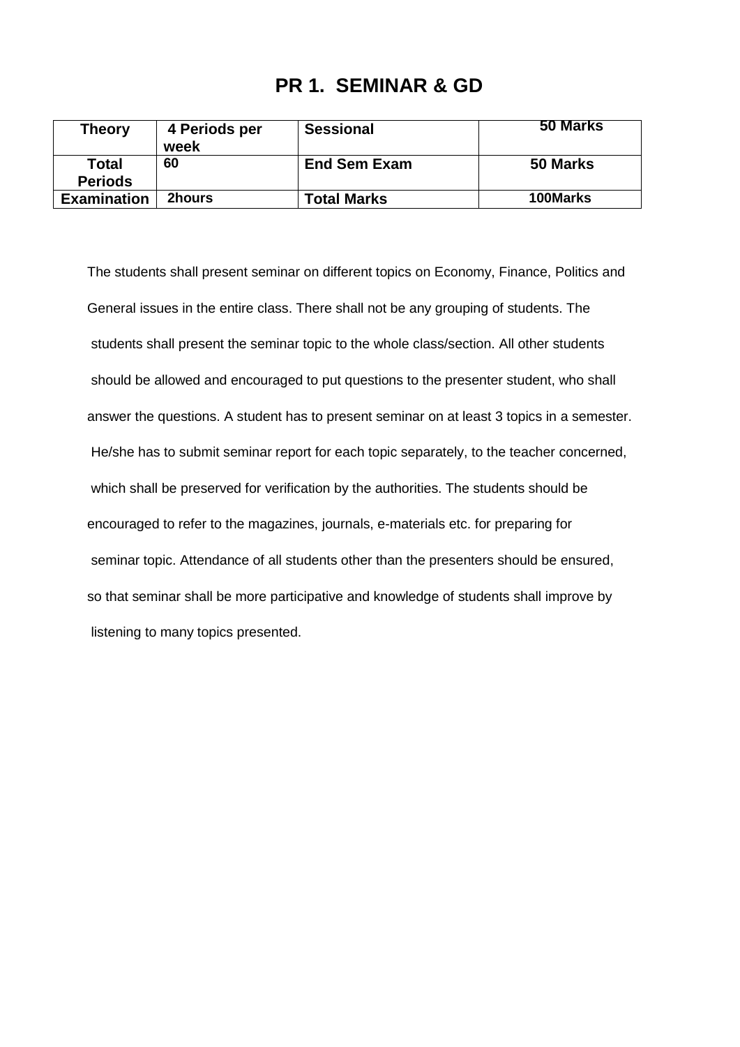# PR 1. SEMINAR & GD

| Theory | 4 Periods per week | Sessional | 50 Marks |
|---|---|---|---|
| Total Periods | 60 | End Sem Exam | 50 Marks |
| Examination | 2hours | Total Marks | 100Marks |

The students shall present seminar on different topics on Economy, Finance, Politics and General issues in the entire class. There shall not be any grouping of students. The students shall present the seminar topic to the whole class/section. All other students should be allowed and encouraged to put questions to the presenter student, who shall answer the questions. A student has to present seminar on at least 3 topics in a semester. He/she has to submit seminar report for each topic separately, to the teacher concerned, which shall be preserved for verification by the authorities. The students should be encouraged to refer to the magazines, journals, e-materials etc. for preparing for seminar topic. Attendance of all students other than the presenters should be ensured, so that seminar shall be more participative and knowledge of students shall improve by listening to many topics presented.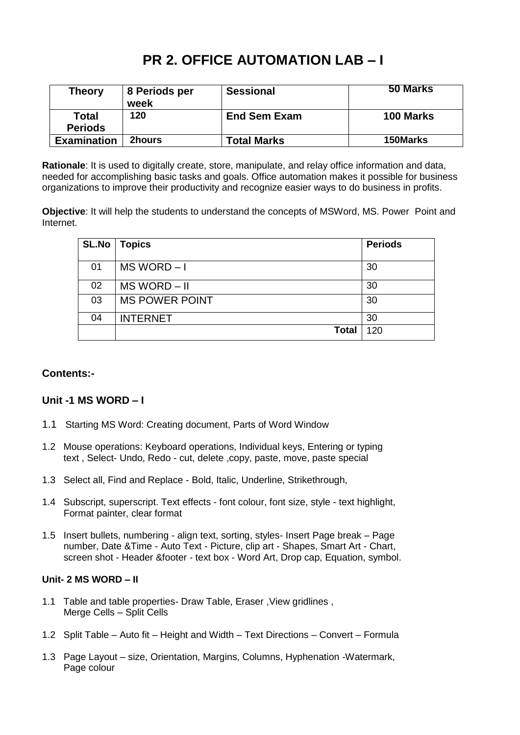# PR 2. OFFICE AUTOMATION LAB – I

| Theory | 8 Periods per week | Sessional | 50 Marks |
|---|---|---|---|
| Total Periods | 120 | End Sem Exam | 100 Marks |
| Examination | 2hours | Total Marks | 150Marks |

**Rationale**: It is used to digitally create, store, manipulate, and relay office information and data, needed for accomplishing basic tasks and goals. Office automation makes it possible for business organizations to improve their productivity and recognize easier ways to do business in profits.

**Objective**: It will help the students to understand the concepts of MSWord, MS. Power Point and Internet.

| SL.No | Topics | Periods |
|---|---|---|
| 01 | MS WORD – I | 30 |
| 02 | MS WORD – II | 30 |
| 03 | MS POWER POINT | 30 |
| 04 | INTERNET | 30 |
| | Total | 120 |

### Contents:-

### Unit -1 MS WORD – I

1.1 Starting MS Word: Creating document, Parts of Word Window

1.2 Mouse operations: Keyboard operations, Individual keys, Entering or typing text , Select- Undo, Redo - cut, delete ,copy, paste, move, paste special

1.3 Select all, Find and Replace - Bold, Italic, Underline, Strikethrough,

1.4 Subscript, superscript. Text effects - font colour, font size, style - text highlight, Format painter, clear format

1.5 Insert bullets, numbering - align text, sorting, styles- Insert Page break – Page number, Date &Time - Auto Text - Picture, clip art - Shapes, Smart Art - Chart, screen shot - Header &footer - text box - Word Art, Drop cap, Equation, symbol.

#### Unit- 2 MS WORD – II

1.1 Table and table properties- Draw Table, Eraser ,View gridlines , Merge Cells – Split Cells

1.2 Split Table – Auto fit – Height and Width – Text Directions – Convert – Formula

1.3 Page Layout – size, Orientation, Margins, Columns, Hyphenation -Watermark, Page colour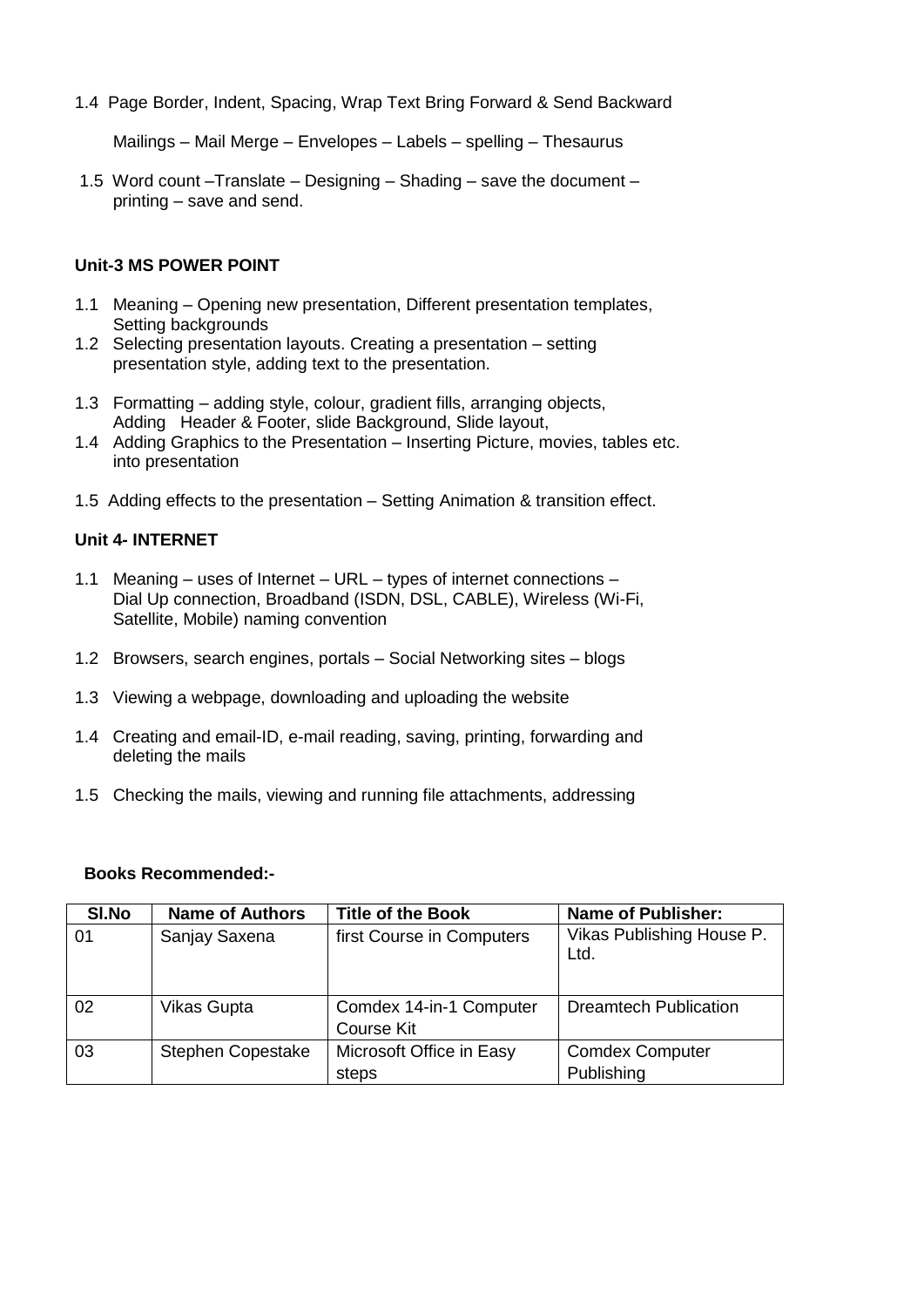1.4 Page Border, Indent, Spacing, Wrap Text Bring Forward & Send Backward

Mailings – Mail Merge – Envelopes – Labels – spelling – Thesaurus

1.5 Word count –Translate – Designing – Shading – save the document – printing – save and send.

**Unit-3 MS POWER POINT**

1.1 Meaning – Opening new presentation, Different presentation templates, Setting backgrounds
1.2 Selecting presentation layouts. Creating a presentation – setting presentation style, adding text to the presentation.

1.3 Formatting – adding style, colour, gradient fills, arranging objects, Adding Header & Footer, slide Background, Slide layout,
1.4 Adding Graphics to the Presentation – Inserting Picture, movies, tables etc. into presentation

1.5 Adding effects to the presentation – Setting Animation & transition effect.

**Unit 4- INTERNET**

1.1 Meaning – uses of Internet – URL – types of internet connections – Dial Up connection, Broadband (ISDN, DSL, CABLE), Wireless (Wi-Fi, Satellite, Mobile) naming convention

1.2 Browsers, search engines, portals – Social Networking sites – blogs

1.3 Viewing a webpage, downloading and uploading the website

1.4 Creating and email-ID, e-mail reading, saving, printing, forwarding and deleting the mails

1.5 Checking the mails, viewing and running file attachments, addressing

**Books Recommended:-**

| Sl.No | Name of Authors | Title of the Book | Name of Publisher: |
|---|---|---|---|
| 01 | Sanjay Saxena | first Course in Computers | Vikas Publishing House P. Ltd. |
| 02 | Vikas Gupta | Comdex 14-in-1 Computer Course Kit | Dreamtech Publication |
| 03 | Stephen Copestake | Microsoft Office in Easy steps | Comdex Computer Publishing |